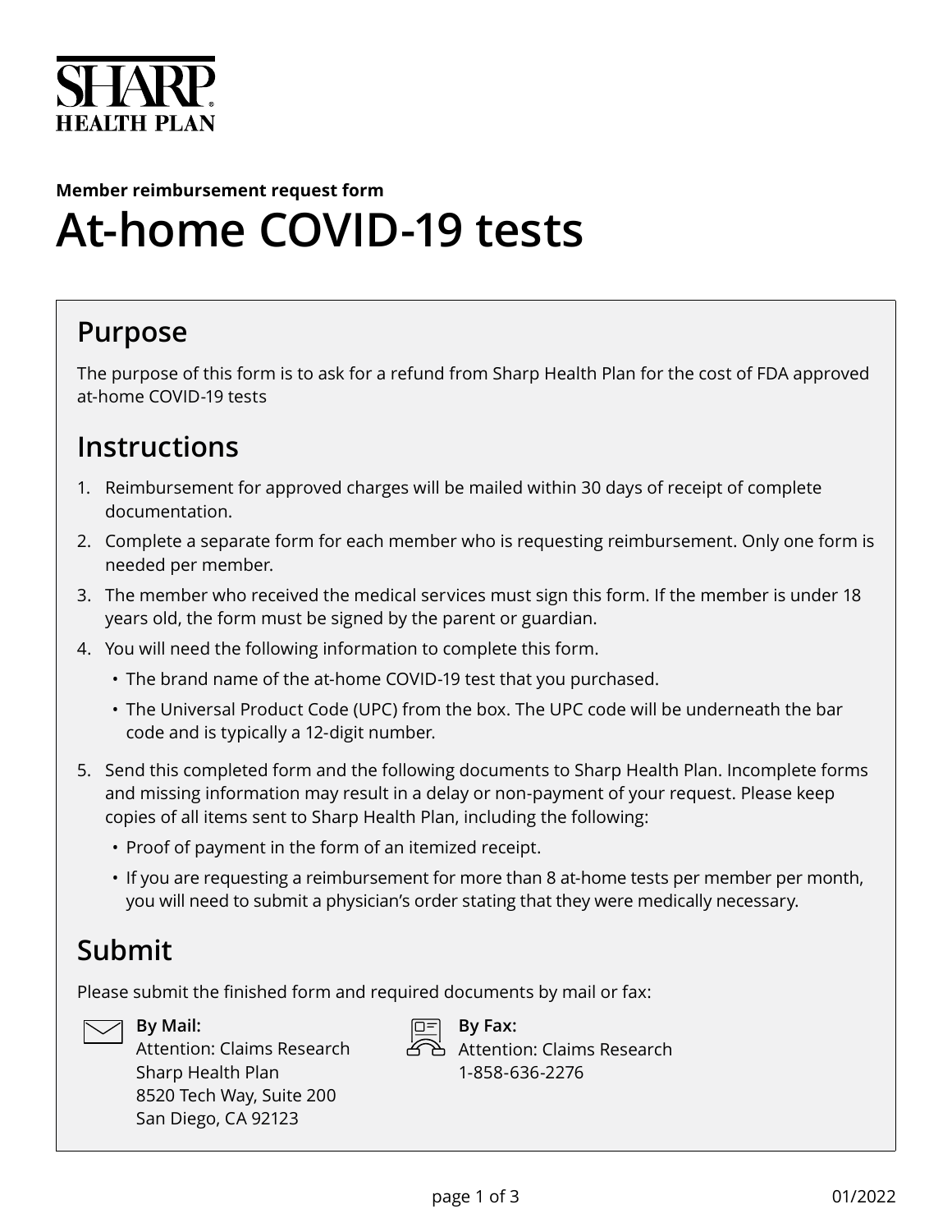**SHARP HEALTH PLAN**

**Member reimbursement request form**

# At-home COVID-19 tests

## Purpose

The purpose of this form is to ask for a refund from Sharp Health Plan for the cost of FDA approved at-home COVID-19 tests

## Instructions

1. Reimbursement for approved charges will be mailed within 30 days of receipt of complete documentation.
2. Complete a separate form for each member who is requesting reimbursement. Only one form is needed per member.
3. The member who received the medical services must sign this form. If the member is under 18 years old, the form must be signed by the parent or guardian.
4. You will need the following information to complete this form.
   - The brand name of the at-home COVID-19 test that you purchased.
   - The Universal Product Code (UPC) from the box. The UPC code will be underneath the bar code and is typically a 12-digit number.
5. Send this completed form and the following documents to Sharp Health Plan. Incomplete forms and missing information may result in a delay or non-payment of your request. Please keep copies of all items sent to Sharp Health Plan, including the following:
   - Proof of payment in the form of an itemized receipt.
   - If you are requesting a reimbursement for more than 8 at-home tests per member per month, you will need to submit a physician's order stating that they were medically necessary.

## Submit

Please submit the finished form and required documents by mail or fax:

**By Mail:**
Attention: Claims Research
Sharp Health Plan
8520 Tech Way, Suite 200
San Diego, CA 92123

**By Fax:**
Attention: Claims Research
1-858-636-2276

01/2022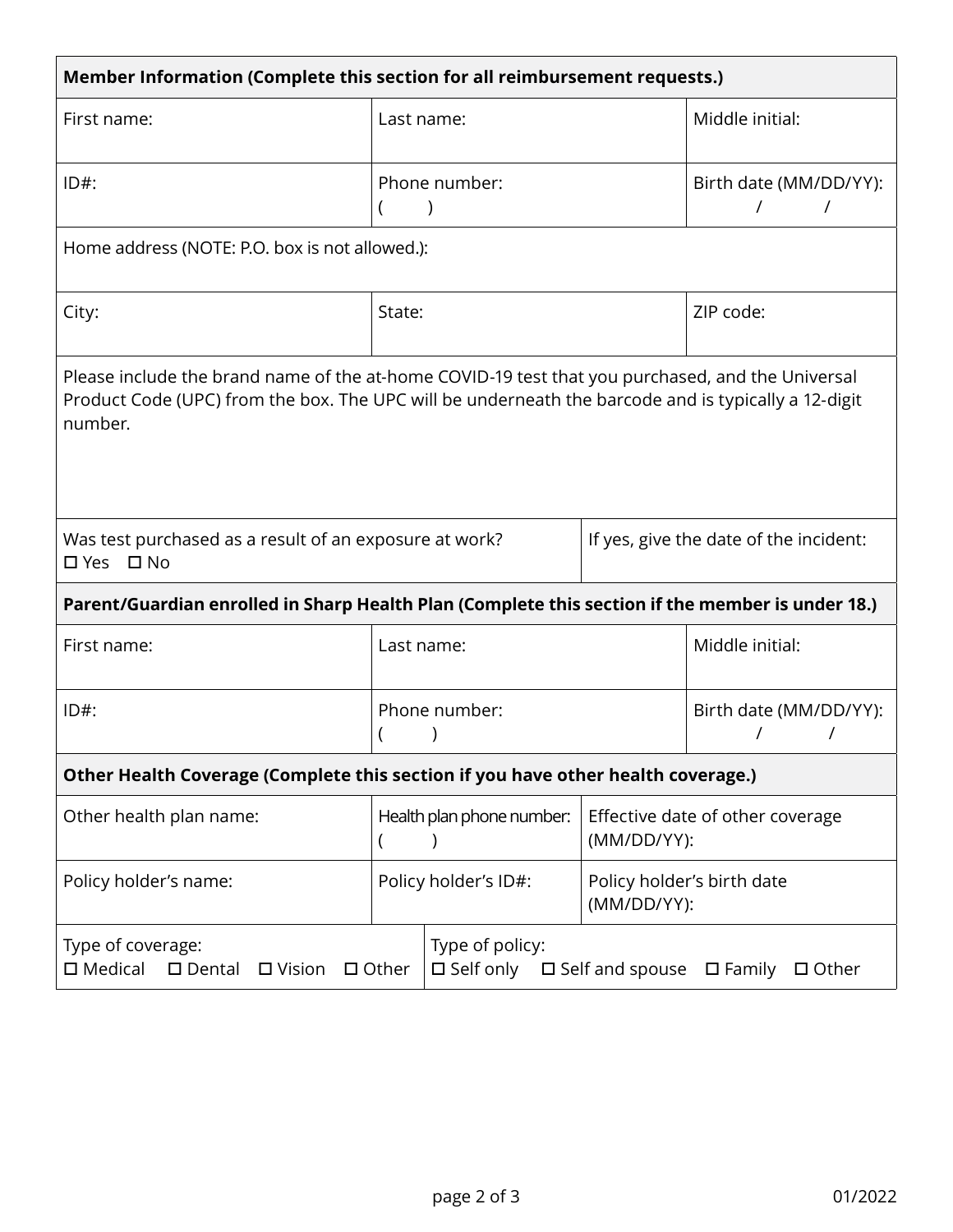**Member Information (Complete this section for all reimbursement requests.)**

| First name: | Last name: | Middle initial: |
|---|---|---|
| ID#: | Phone number: ( ) | Birth date (MM/DD/YY): / / |

Home address (NOTE: P.O. box is not allowed.):

| City: | State: | ZIP code: |
|---|---|---|

Please include the brand name of the at-home COVID-19 test that you purchased, and the Universal Product Code (UPC) from the box. The UPC will be underneath the barcode and is typically a 12-digit number.

| Was test purchased as a result of an exposure at work? ☐ Yes ☐ No | If yes, give the date of the incident: |
|---|---|

**Parent/Guardian enrolled in Sharp Health Plan (Complete this section if the member is under 18.)**

| First name: | Last name: | Middle initial: |
|---|---|---|
| ID#: | Phone number: ( ) | Birth date (MM/DD/YY): / / |

**Other Health Coverage (Complete this section if you have other health coverage.)**

| Other health plan name: | Health plan phone number: ( ) | Effective date of other coverage (MM/DD/YY): |
|---|---|---|
| Policy holder's name: | Policy holder's ID#: | Policy holder's birth date (MM/DD/YY): |

| Type of coverage: ☐ Medical ☐ Dental ☐ Vision ☐ Other | Type of policy: ☐ Self only ☐ Self and spouse ☐ Family ☐ Other |
|---|---|

01/2022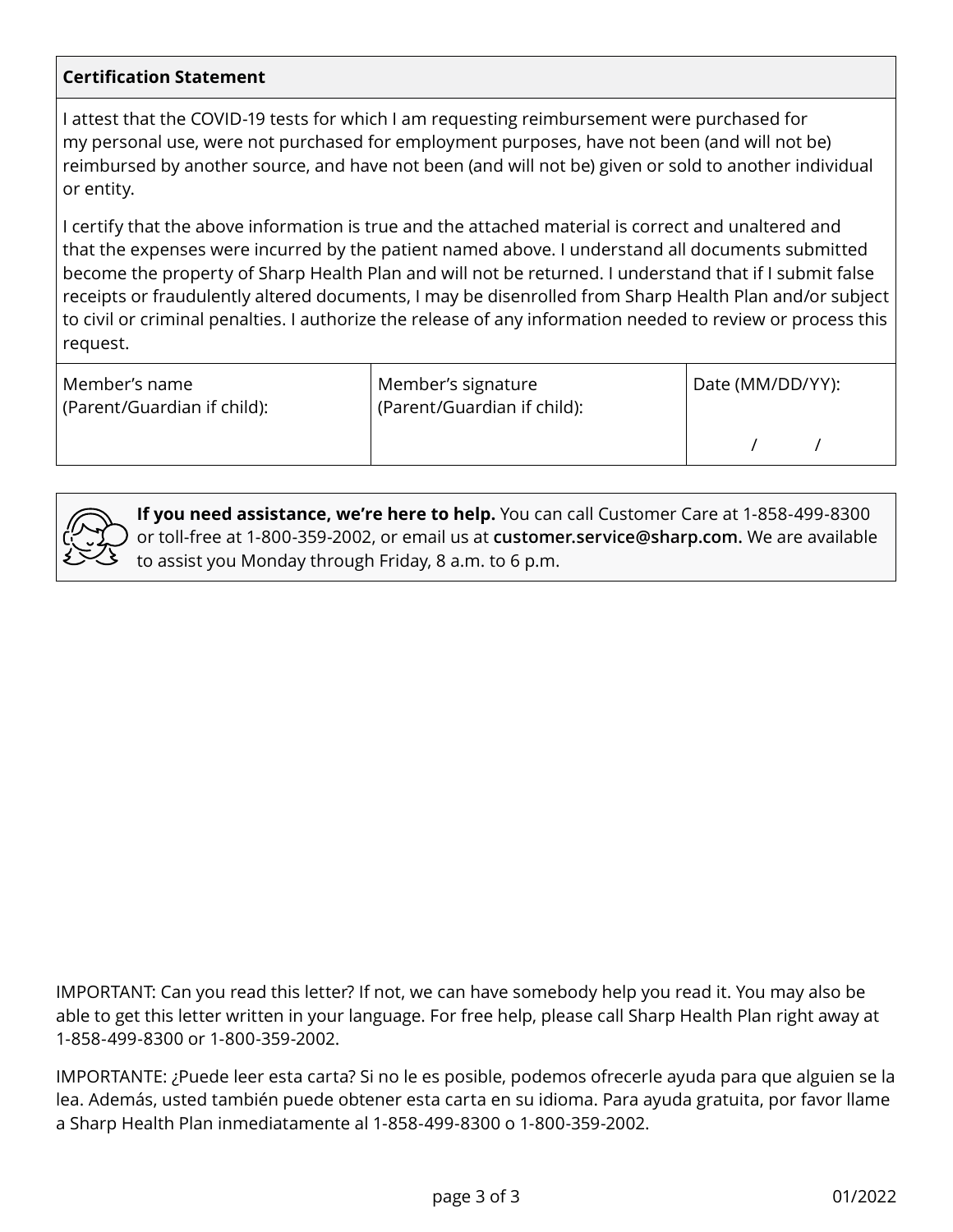| Certification Statement | | |
|---|---|---|
| I attest that the COVID-19 tests for which I am requesting reimbursement were purchased for my personal use, were not purchased for employment purposes, have not been (and will not be) reimbursed by another source, and have not been (and will not be) given or sold to another individual or entity. I certify that the above information is true and the attached material is correct and unaltered and that the expenses were incurred by the patient named above. I understand all documents submitted become the property of Sharp Health Plan and will not be returned. I understand that if I submit false receipts or fraudulently altered documents, I may be disenrolled from Sharp Health Plan and/or subject to civil or criminal penalties. I authorize the release of any information needed to review or process this request. | | |
| Member's name (Parent/Guardian if child): | Member's signature (Parent/Guardian if child): | Date (MM/DD/YY): / / |

**If you need assistance, we're here to help.** You can call Customer Care at 1-858-499-8300 or toll-free at 1-800-359-2002, or email us at **customer.service@sharp.com.** We are available to assist you Monday through Friday, 8 a.m. to 6 p.m.

IMPORTANT: Can you read this letter? If not, we can have somebody help you read it. You may also be able to get this letter written in your language. For free help, please call Sharp Health Plan right away at 1-858-499-8300 or 1-800-359-2002.

IMPORTANTE: ¿Puede leer esta carta? Si no le es posible, podemos ofrecerle ayuda para que alguien se la lea. Además, usted también puede obtener esta carta en su idioma. Para ayuda gratuita, por favor llame a Sharp Health Plan inmediatamente al 1-858-499-8300 o 1-800-359-2002.

01/2022